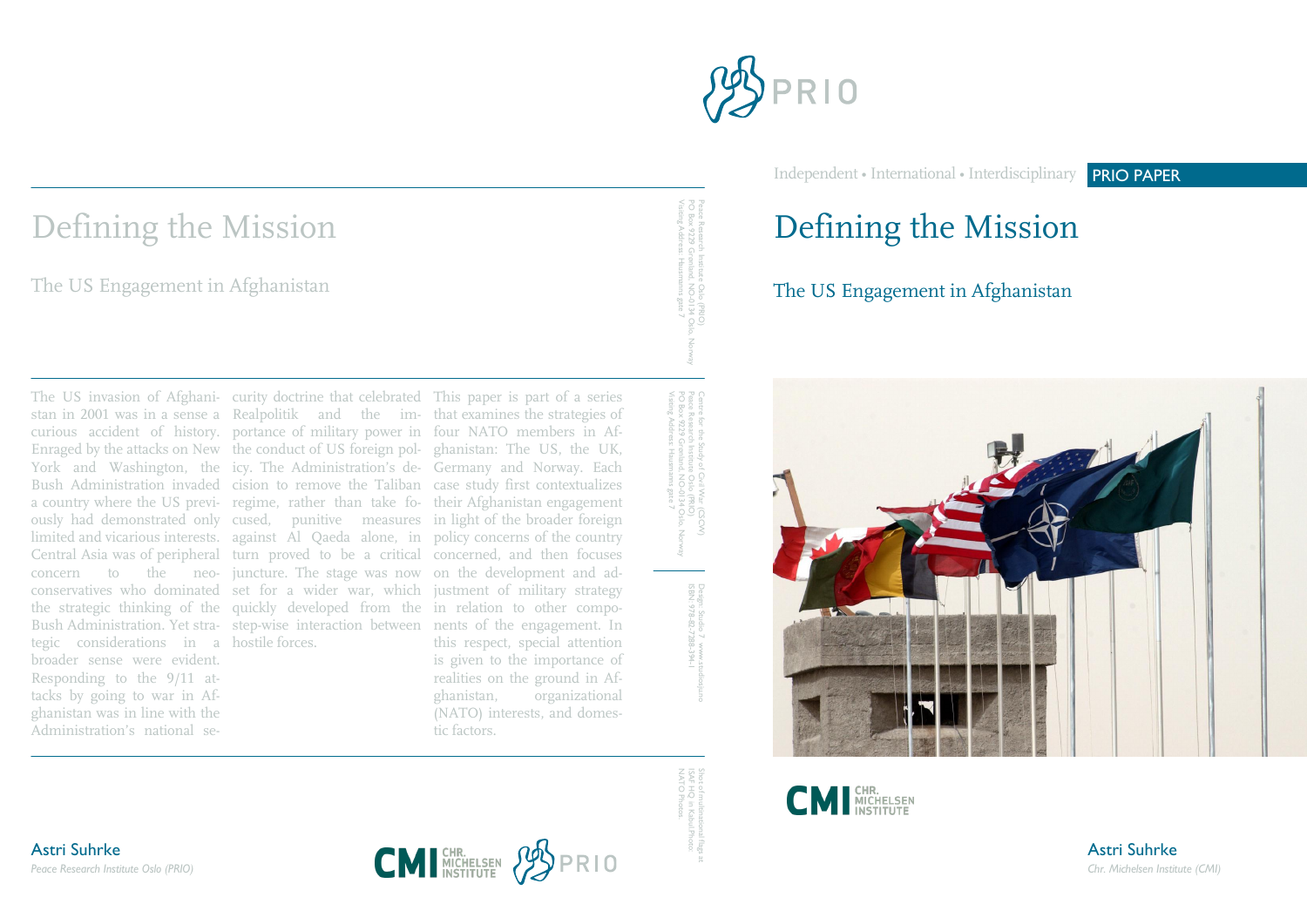# Defining the Mission

## The US Engagement in Afghanistan

The US invasion of Afghanistan in 2001 was in a sense a curious accident of history. Enraged by the attacks on New York and Washington, the Bush Administration invaded a country where the US previously had demonstrated only limited and vicarious interests. Central Asia was of peripheral concern to the neoconservatives who dominated the strategic thinking of the Bush Administration. Yet strategic considerations in a broader sense were evident. Responding to the 9/11 attacks by going to war in Afghanistan was in line with the Administration's national security doctrine that celebrated Realpolitik and the importance of military power in the conduct of US foreign policy. The Administration's decision to remove the Taliban regime, rather than take focused, punitive measures against Al Qaeda alone, in turn proved to be a critical juncture. The stage was now set for a wider war, which quickly developed from the step-wise interaction between hostile forces.

This paper is part of a series that examines the strategies of four NATO members in Afghanistan: The US, the UK, Germany and Norway. Each case study first contextualizes their Afghanistan engagement in light of the broader foreign policy concerns of the country concerned, and then focuses on the development and adjustment of military strategy in relation to other components of the engagement. In this respect, special attention is given to the importance of realities on the ground in Afghanistan, organizational (NATO) interests, and domestic factors.

Peace Research Institute Oslo (PRIO)
PO Box 9229 Grønland, NO-0134 Oslo, Norway
Visiting Address: Hausmanns gate 7

Centre for the Study of Civil War (CSCW)
Peace Research Institute Oslo (PRIO)
PO Box 9229 Grønland, NO-0134 Oslo, Norway
Visiting Address: Hausmanns gate 7

Design: Studio 7 www.studiosju.no
ISBN: 978-82-7288-394-1

Sites of multinational flags at ISAF HQ in Kabul. Photo: NATO Photos.

**Astri Suhrke**
*Peace Research Institute Oslo (PRIO)*

CMI CHR. MICHELSEN INSTITUTE — PRIO

---

PRIO

Independent • International • Interdisciplinary **PRIO PAPER**

# Defining the Mission

## The US Engagement in Afghanistan

CMI CHR. MICHELSEN INSTITUTE

**Astri Suhrke**
*Chr. Michelsen Institute (CMI)*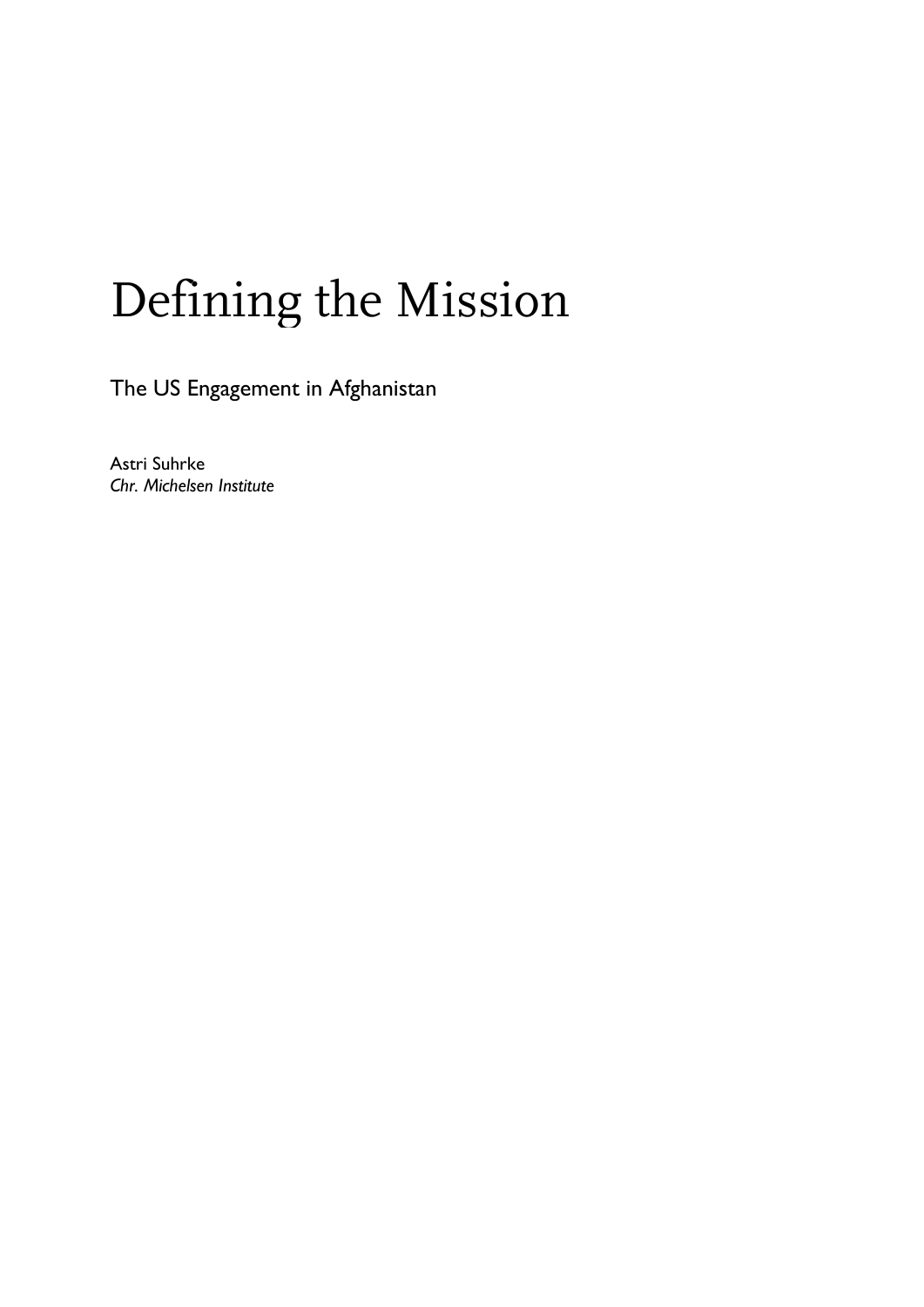# Defining the Mission

The US Engagement in Afghanistan

Astri Suhrke
*Chr. Michelsen Institute*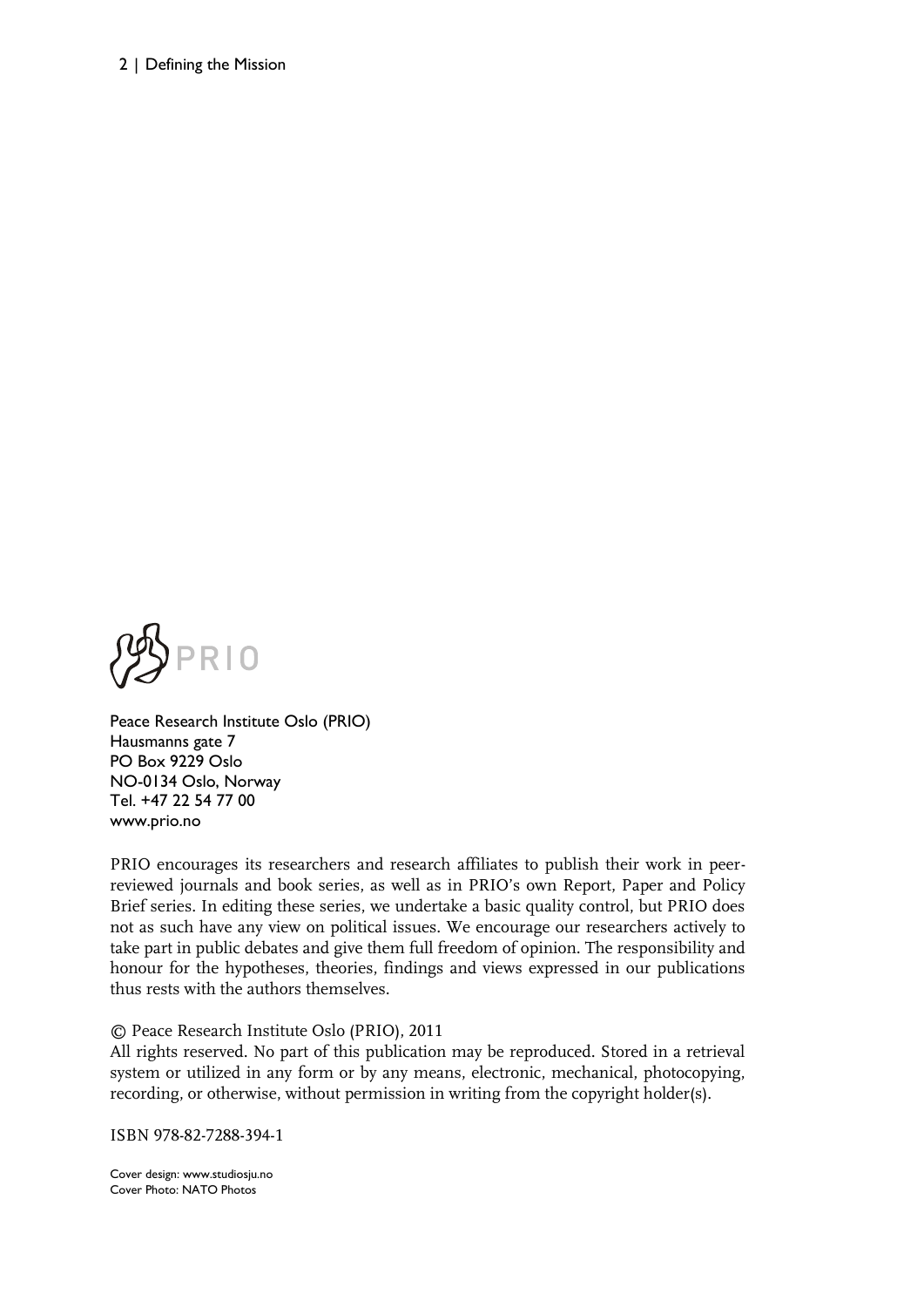PRIO

Peace Research Institute Oslo (PRIO)
Hausmanns gate 7
PO Box 9229 Oslo
NO-0134 Oslo, Norway
Tel. +47 22 54 77 00
www.prio.no

PRIO encourages its researchers and research affiliates to publish their work in peer-reviewed journals and book series, as well as in PRIO's own Report, Paper and Policy Brief series. In editing these series, we undertake a basic quality control, but PRIO does not as such have any view on political issues. We encourage our researchers actively to take part in public debates and give them full freedom of opinion. The responsibility and honour for the hypotheses, theories, findings and views expressed in our publications thus rests with the authors themselves.

© Peace Research Institute Oslo (PRIO), 2011
All rights reserved. No part of this publication may be reproduced. Stored in a retrieval system or utilized in any form or by any means, electronic, mechanical, photocopying, recording, or otherwise, without permission in writing from the copyright holder(s).

ISBN 978-82-7288-394-1

Cover design: www.studiosju.no
Cover Photo: NATO Photos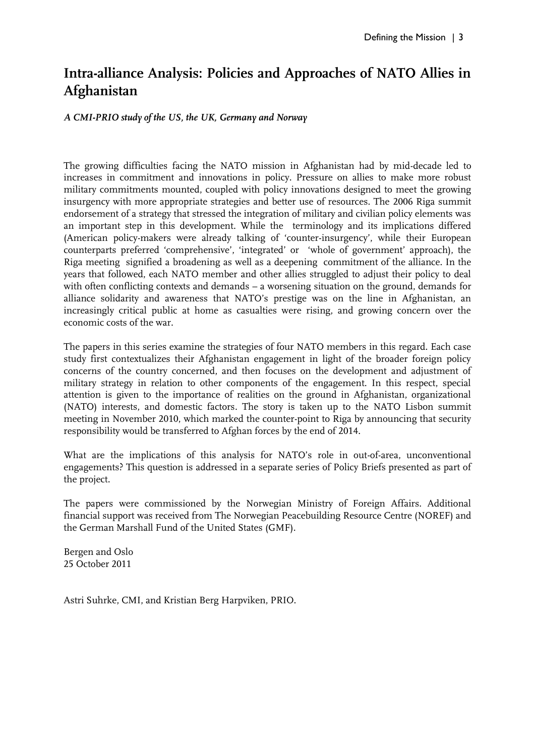# Intra-alliance Analysis: Policies and Approaches of NATO Allies in Afghanistan

*A CMI-PRIO study of the US, the UK, Germany and Norway*

The growing difficulties facing the NATO mission in Afghanistan had by mid-decade led to increases in commitment and innovations in policy. Pressure on allies to make more robust military commitments mounted, coupled with policy innovations designed to meet the growing insurgency with more appropriate strategies and better use of resources. The 2006 Riga summit endorsement of a strategy that stressed the integration of military and civilian policy elements was an important step in this development. While the terminology and its implications differed (American policy-makers were already talking of 'counter-insurgency', while their European counterparts preferred 'comprehensive', 'integrated' or 'whole of government' approach), the Riga meeting signified a broadening as well as a deepening commitment of the alliance. In the years that followed, each NATO member and other allies struggled to adjust their policy to deal with often conflicting contexts and demands – a worsening situation on the ground, demands for alliance solidarity and awareness that NATO's prestige was on the line in Afghanistan, an increasingly critical public at home as casualties were rising, and growing concern over the economic costs of the war.

The papers in this series examine the strategies of four NATO members in this regard. Each case study first contextualizes their Afghanistan engagement in light of the broader foreign policy concerns of the country concerned, and then focuses on the development and adjustment of military strategy in relation to other components of the engagement. In this respect, special attention is given to the importance of realities on the ground in Afghanistan, organizational (NATO) interests, and domestic factors. The story is taken up to the NATO Lisbon summit meeting in November 2010, which marked the counter-point to Riga by announcing that security responsibility would be transferred to Afghan forces by the end of 2014.

What are the implications of this analysis for NATO's role in out-of-area, unconventional engagements? This question is addressed in a separate series of Policy Briefs presented as part of the project.

The papers were commissioned by the Norwegian Ministry of Foreign Affairs. Additional financial support was received from The Norwegian Peacebuilding Resource Centre (NOREF) and the German Marshall Fund of the United States (GMF).

Bergen and Oslo
25 October 2011

Astri Suhrke, CMI, and Kristian Berg Harpviken, PRIO.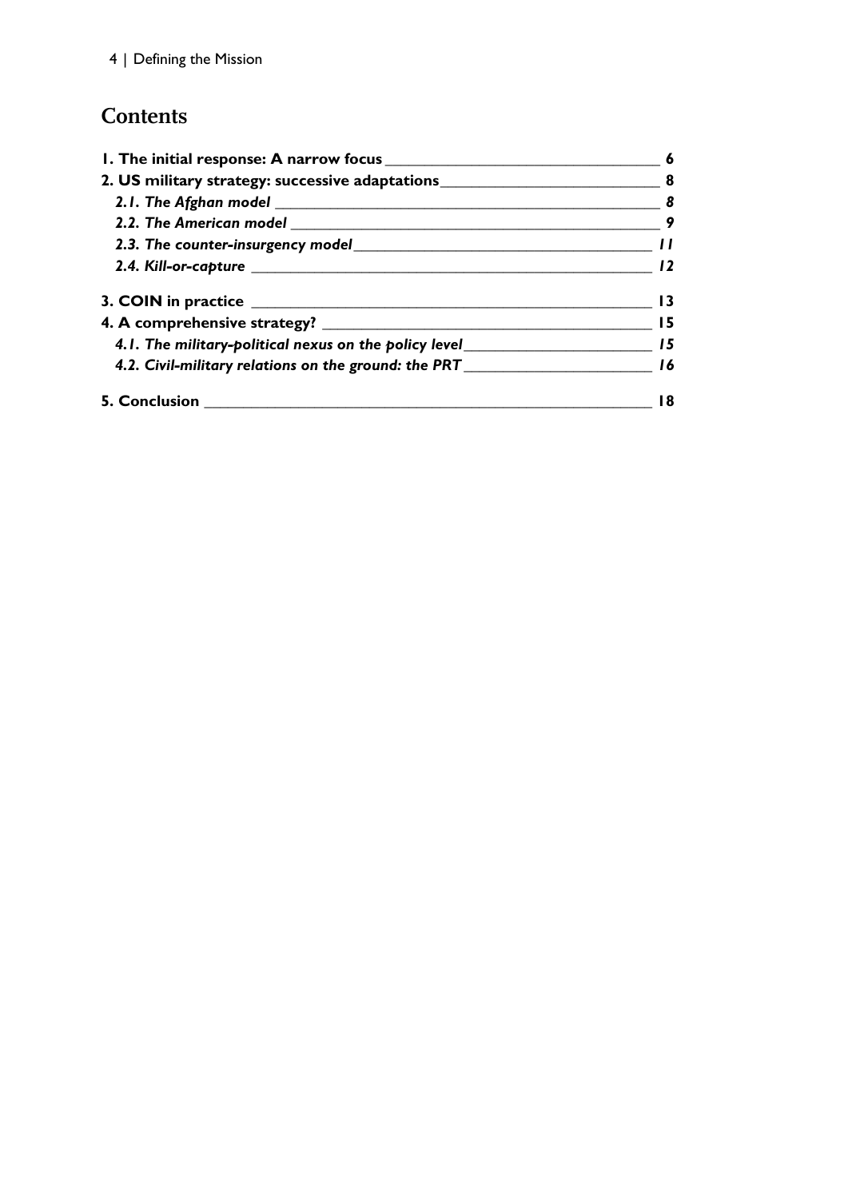## Contents

**1. The initial response: A narrow focus** — **6**

**2. US military strategy: successive adaptations** — **8**

***2.1. The Afghan model*** — ***8***

***2.2. The American model*** — ***9***

***2.3. The counter-insurgency model*** — ***11***

***2.4. Kill-or-capture*** — ***12***

**3. COIN in practice** — **13**

**4. A comprehensive strategy?** — **15**

***4.1. The military-political nexus on the policy level*** — ***15***

***4.2. Civil-military relations on the ground: the PRT*** — ***16***

**5. Conclusion** — **18**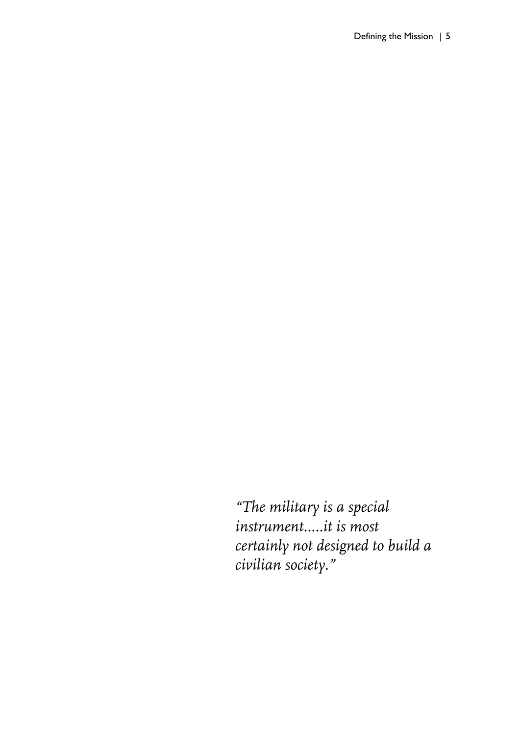*"The military is a special instrument.....it is most certainly not designed to build a civilian society."*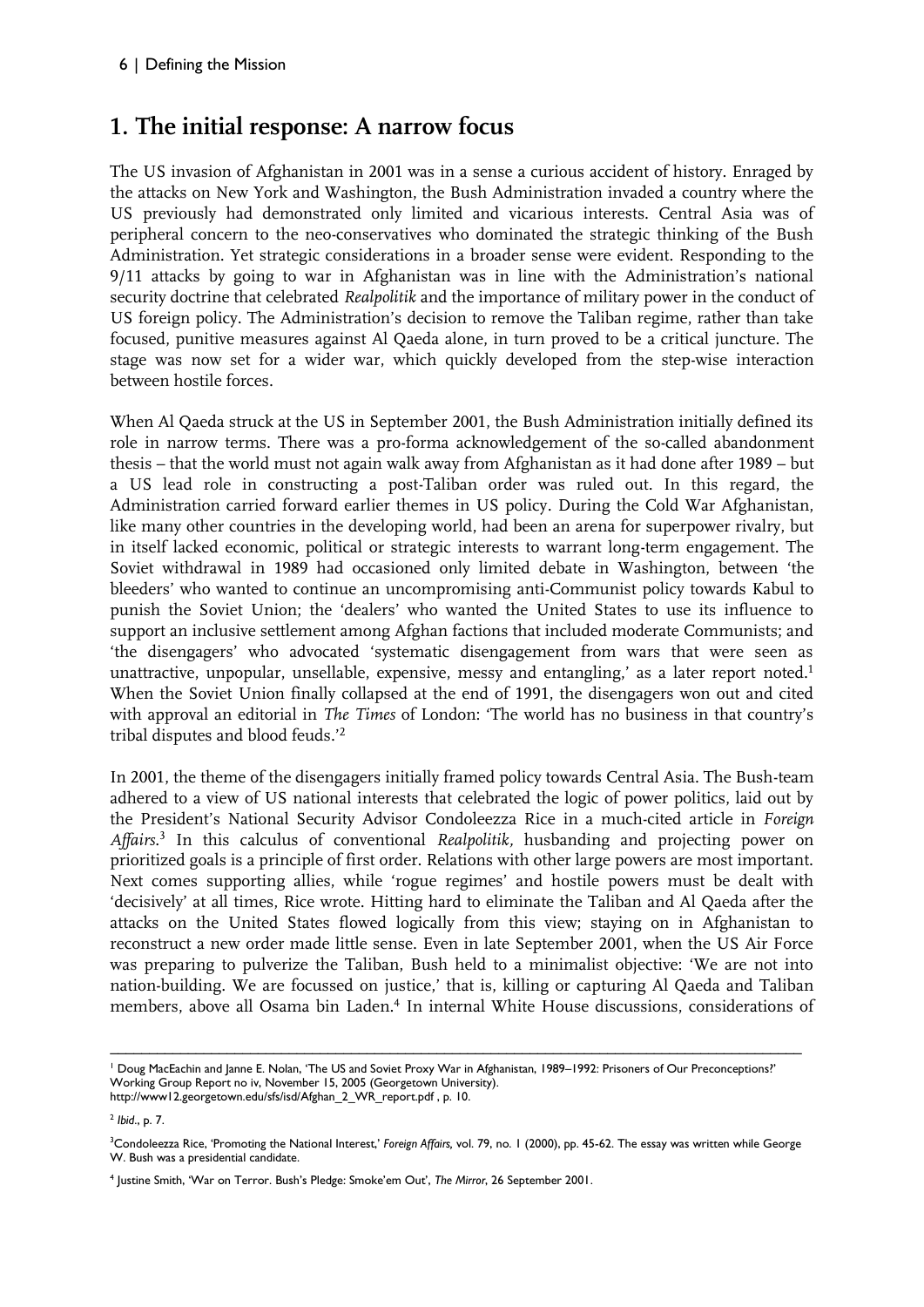## 1. The initial response: A narrow focus

The US invasion of Afghanistan in 2001 was in a sense a curious accident of history. Enraged by the attacks on New York and Washington, the Bush Administration invaded a country where the US previously had demonstrated only limited and vicarious interests. Central Asia was of peripheral concern to the neo-conservatives who dominated the strategic thinking of the Bush Administration. Yet strategic considerations in a broader sense were evident. Responding to the 9/11 attacks by going to war in Afghanistan was in line with the Administration's national security doctrine that celebrated *Realpolitik* and the importance of military power in the conduct of US foreign policy. The Administration's decision to remove the Taliban regime, rather than take focused, punitive measures against Al Qaeda alone, in turn proved to be a critical juncture. The stage was now set for a wider war, which quickly developed from the step-wise interaction between hostile forces.

When Al Qaeda struck at the US in September 2001, the Bush Administration initially defined its role in narrow terms. There was a pro-forma acknowledgement of the so-called abandonment thesis – that the world must not again walk away from Afghanistan as it had done after 1989 – but a US lead role in constructing a post-Taliban order was ruled out. In this regard, the Administration carried forward earlier themes in US policy. During the Cold War Afghanistan, like many other countries in the developing world, had been an arena for superpower rivalry, but in itself lacked economic, political or strategic interests to warrant long-term engagement. The Soviet withdrawal in 1989 had occasioned only limited debate in Washington, between 'the bleeders' who wanted to continue an uncompromising anti-Communist policy towards Kabul to punish the Soviet Union; the 'dealers' who wanted the United States to use its influence to support an inclusive settlement among Afghan factions that included moderate Communists; and 'the disengagers' who advocated 'systematic disengagement from wars that were seen as unattractive, unpopular, unsellable, expensive, messy and entangling,' as a later report noted.[1] When the Soviet Union finally collapsed at the end of 1991, the disengagers won out and cited with approval an editorial in *The Times* of London: 'The world has no business in that country's tribal disputes and blood feuds.'[2]

In 2001, the theme of the disengagers initially framed policy towards Central Asia. The Bush-team adhered to a view of US national interests that celebrated the logic of power politics, laid out by the President's National Security Advisor Condoleezza Rice in a much-cited article in *Foreign Affairs*.[3] In this calculus of conventional *Realpolitik,* husbanding and projecting power on prioritized goals is a principle of first order. Relations with other large powers are most important. Next comes supporting allies, while 'rogue regimes' and hostile powers must be dealt with 'decisively' at all times, Rice wrote. Hitting hard to eliminate the Taliban and Al Qaeda after the attacks on the United States flowed logically from this view; staying on in Afghanistan to reconstruct a new order made little sense. Even in late September 2001, when the US Air Force was preparing to pulverize the Taliban, Bush held to a minimalist objective: 'We are not into nation-building. We are focussed on justice,' that is, killing or capturing Al Qaeda and Taliban members, above all Osama bin Laden.[4] In internal White House discussions, considerations of

---

[1] Doug MacEachin and Janne E. Nolan, 'The US and Soviet Proxy War in Afghanistan, 1989–1992: Prisoners of Our Preconceptions?' Working Group Report no iv, November 15, 2005 (Georgetown University). http://www12.georgetown.edu/sfs/isd/Afghan_2_WR_report.pdf , p. 10.

[2] *Ibid*., p. 7.

[3] Condoleezza Rice, 'Promoting the National Interest,' *Foreign Affairs,* vol. 79, no. 1 (2000), pp. 45-62. The essay was written while George W. Bush was a presidential candidate.

[4] Justine Smith, 'War on Terror. Bush's Pledge: Smoke'em Out', *The Mirror*, 26 September 2001.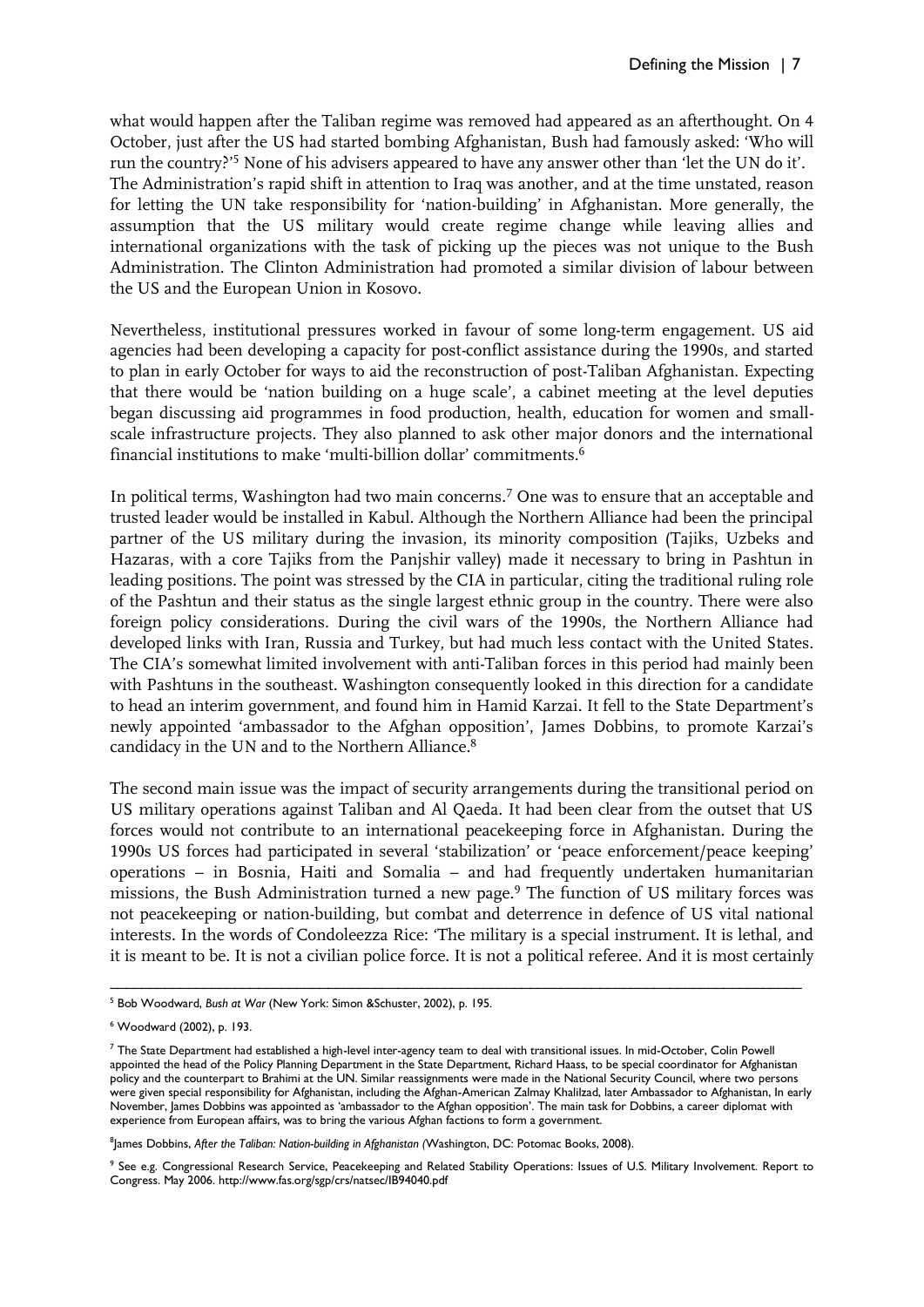what would happen after the Taliban regime was removed had appeared as an afterthought. On 4 October, just after the US had started bombing Afghanistan, Bush had famously asked: 'Who will run the country?'[5] None of his advisers appeared to have any answer other than 'let the UN do it'. The Administration's rapid shift in attention to Iraq was another, and at the time unstated, reason for letting the UN take responsibility for 'nation-building' in Afghanistan. More generally, the assumption that the US military would create regime change while leaving allies and international organizations with the task of picking up the pieces was not unique to the Bush Administration. The Clinton Administration had promoted a similar division of labour between the US and the European Union in Kosovo.

Nevertheless, institutional pressures worked in favour of some long-term engagement. US aid agencies had been developing a capacity for post-conflict assistance during the 1990s, and started to plan in early October for ways to aid the reconstruction of post-Taliban Afghanistan. Expecting that there would be 'nation building on a huge scale', a cabinet meeting at the level deputies began discussing aid programmes in food production, health, education for women and small-scale infrastructure projects. They also planned to ask other major donors and the international financial institutions to make 'multi-billion dollar' commitments.[6]

In political terms, Washington had two main concerns.[7] One was to ensure that an acceptable and trusted leader would be installed in Kabul. Although the Northern Alliance had been the principal partner of the US military during the invasion, its minority composition (Tajiks, Uzbeks and Hazaras, with a core Tajiks from the Panjshir valley) made it necessary to bring in Pashtun in leading positions. The point was stressed by the CIA in particular, citing the traditional ruling role of the Pashtun and their status as the single largest ethnic group in the country. There were also foreign policy considerations. During the civil wars of the 1990s, the Northern Alliance had developed links with Iran, Russia and Turkey, but had much less contact with the United States. The CIA's somewhat limited involvement with anti-Taliban forces in this period had mainly been with Pashtuns in the southeast. Washington consequently looked in this direction for a candidate to head an interim government, and found him in Hamid Karzai. It fell to the State Department's newly appointed 'ambassador to the Afghan opposition', James Dobbins, to promote Karzai's candidacy in the UN and to the Northern Alliance.[8]

The second main issue was the impact of security arrangements during the transitional period on US military operations against Taliban and Al Qaeda. It had been clear from the outset that US forces would not contribute to an international peacekeeping force in Afghanistan. During the 1990s US forces had participated in several 'stabilization' or 'peace enforcement/peace keeping' operations – in Bosnia, Haiti and Somalia – and had frequently undertaken humanitarian missions, the Bush Administration turned a new page.[9] The function of US military forces was not peacekeeping or nation-building, but combat and deterrence in defence of US vital national interests. In the words of Condoleezza Rice: 'The military is a special instrument. It is lethal, and it is meant to be. It is not a civilian police force. It is not a political referee. And it is most certainly

---

[5] Bob Woodward, *Bush at War* (New York: Simon &Schuster, 2002), p. 195.

[6] Woodward (2002), p. 193.

[7] The State Department had established a high-level inter-agency team to deal with transitional issues. In mid-October, Colin Powell appointed the head of the Policy Planning Department in the State Department, Richard Haass, to be special coordinator for Afghanistan policy and the counterpart to Brahimi at the UN. Similar reassignments were made in the National Security Council, where two persons were given special responsibility for Afghanistan, including the Afghan-American Zalmay Khalilzad, later Ambassador to Afghanistan, In early November, James Dobbins was appointed as 'ambassador to the Afghan opposition'. The main task for Dobbins, a career diplomat with experience from European affairs, was to bring the various Afghan factions to form a government.

[8] James Dobbins, *After the Taliban: Nation-building in Afghanistan (*Washington, DC: Potomac Books, 2008).

[9] See e.g. Congressional Research Service, Peacekeeping and Related Stability Operations: Issues of U.S. Military Involvement. Report to Congress. May 2006. http://www.fas.org/sgp/crs/natsec/IB94040.pdf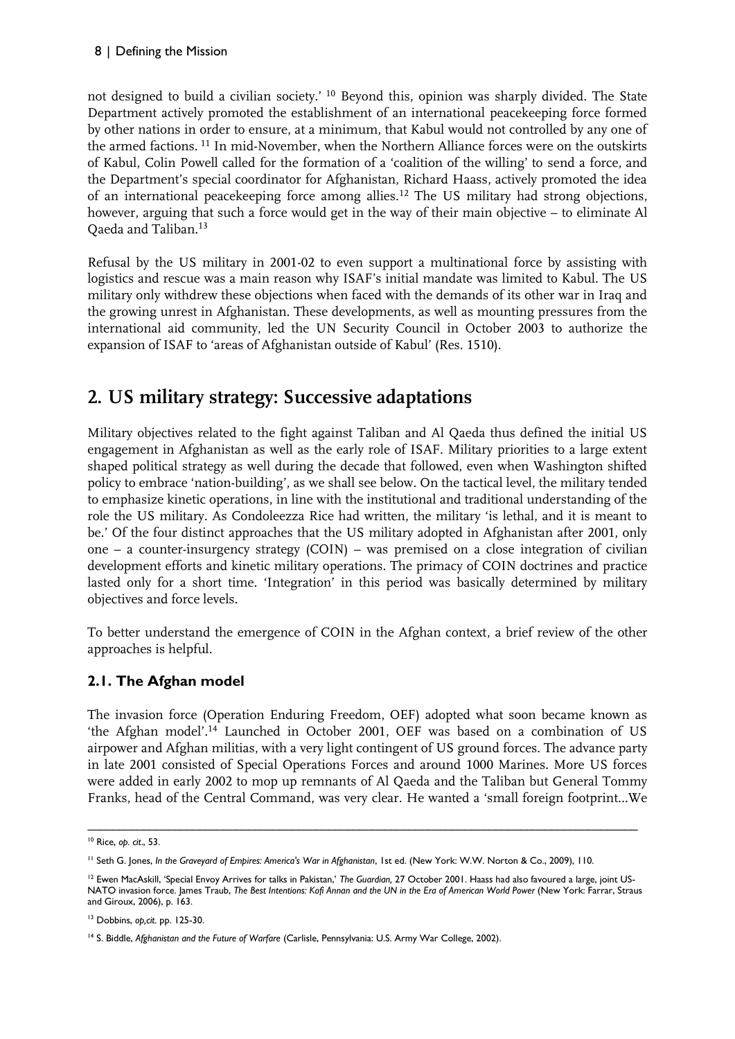not designed to build a civilian society.' [10] Beyond this, opinion was sharply divided. The State Department actively promoted the establishment of an international peacekeeping force formed by other nations in order to ensure, at a minimum, that Kabul would not controlled by any one of the armed factions. [11] In mid-November, when the Northern Alliance forces were on the outskirts of Kabul, Colin Powell called for the formation of a 'coalition of the willing' to send a force, and the Department's special coordinator for Afghanistan, Richard Haass, actively promoted the idea of an international peacekeeping force among allies.[12] The US military had strong objections, however, arguing that such a force would get in the way of their main objective – to eliminate Al Qaeda and Taliban.[13]

Refusal by the US military in 2001-02 to even support a multinational force by assisting with logistics and rescue was a main reason why ISAF's initial mandate was limited to Kabul. The US military only withdrew these objections when faced with the demands of its other war in Iraq and the growing unrest in Afghanistan. These developments, as well as mounting pressures from the international aid community, led the UN Security Council in October 2003 to authorize the expansion of ISAF to 'areas of Afghanistan outside of Kabul' (Res. 1510).

## 2. US military strategy: Successive adaptations

Military objectives related to the fight against Taliban and Al Qaeda thus defined the initial US engagement in Afghanistan as well as the early role of ISAF. Military priorities to a large extent shaped political strategy as well during the decade that followed, even when Washington shifted policy to embrace 'nation-building', as we shall see below. On the tactical level, the military tended to emphasize kinetic operations, in line with the institutional and traditional understanding of the role the US military. As Condoleezza Rice had written, the military 'is lethal, and it is meant to be.' Of the four distinct approaches that the US military adopted in Afghanistan after 2001, only one – a counter-insurgency strategy (COIN) – was premised on a close integration of civilian development efforts and kinetic military operations. The primacy of COIN doctrines and practice lasted only for a short time. 'Integration' in this period was basically determined by military objectives and force levels.

To better understand the emergence of COIN in the Afghan context, a brief review of the other approaches is helpful.

### 2.1. The Afghan model

The invasion force (Operation Enduring Freedom, OEF) adopted what soon became known as 'the Afghan model'.[14] Launched in October 2001, OEF was based on a combination of US airpower and Afghan militias, with a very light contingent of US ground forces. The advance party in late 2001 consisted of Special Operations Forces and around 1000 Marines. More US forces were added in early 2002 to mop up remnants of Al Qaeda and the Taliban but General Tommy Franks, head of the Central Command, was very clear. He wanted a 'small foreign footprint...We

---

[10] Rice, *op. cit*., 53.

[11] Seth G. Jones, *In the Graveyard of Empires: America's War in Afghanistan*, 1st ed. (New York: W.W. Norton & Co., 2009), 110.

[12] Ewen MacAskill, 'Special Envoy Arrives for talks in Pakistan,' *The Guardian,* 27 October 2001. Haass had also favoured a large, joint US-NATO invasion force. James Traub, *The Best Intentions: Kofi Annan and the UN in the Era of American World Power* (New York: Farrar, Straus and Giroux, 2006), p. 163.

[13] Dobbins, *op,cit*. pp. 125-30.

[14] S. Biddle, *Afghanistan and the Future of Warfare* (Carlisle, Pennsylvania: U.S. Army War College, 2002).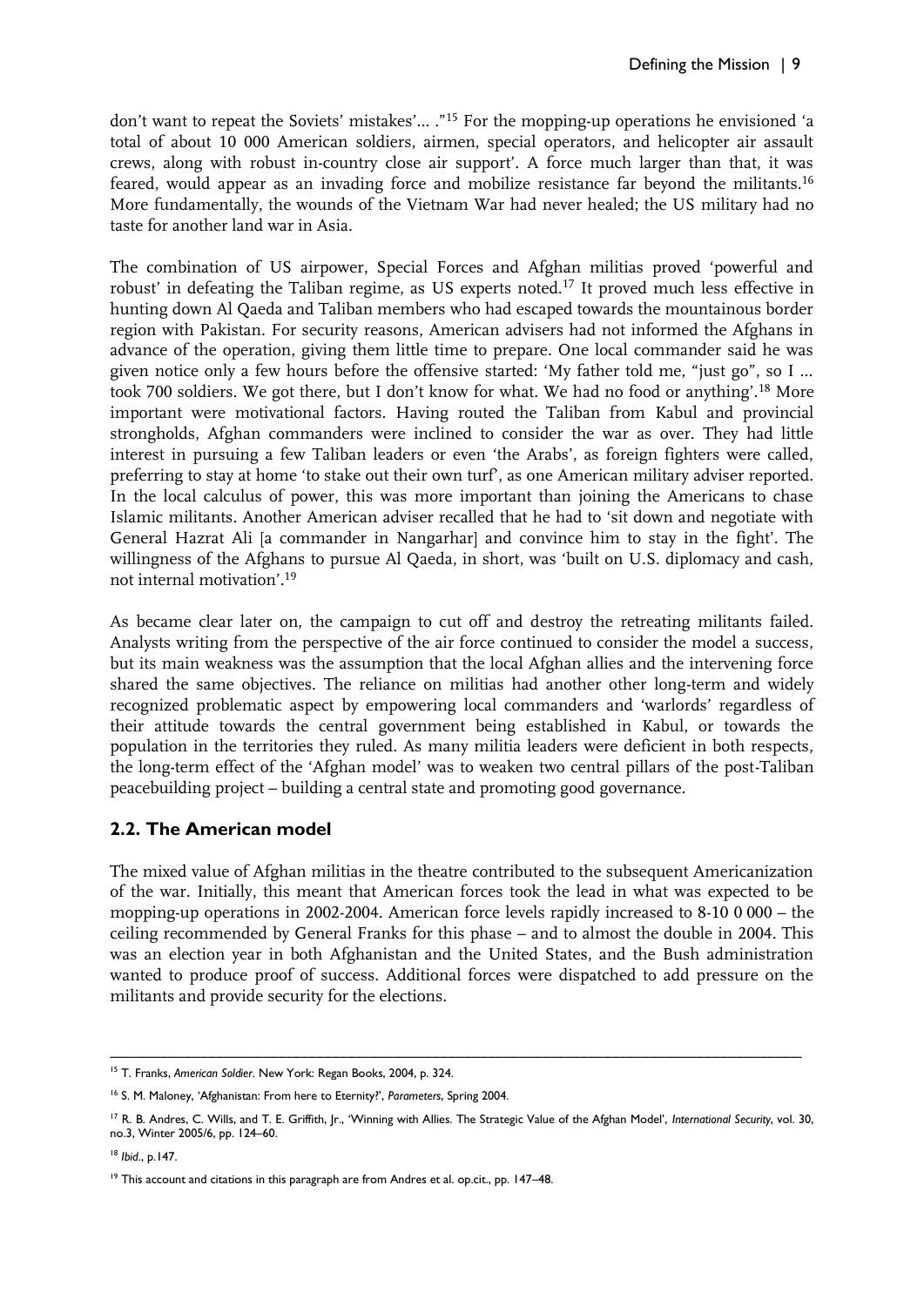don't want to repeat the Soviets' mistakes'... ."[15] For the mopping-up operations he envisioned 'a total of about 10 000 American soldiers, airmen, special operators, and helicopter air assault crews, along with robust in-country close air support'. A force much larger than that, it was feared, would appear as an invading force and mobilize resistance far beyond the militants.[16] More fundamentally, the wounds of the Vietnam War had never healed; the US military had no taste for another land war in Asia.

The combination of US airpower, Special Forces and Afghan militias proved 'powerful and robust' in defeating the Taliban regime, as US experts noted.[17] It proved much less effective in hunting down Al Qaeda and Taliban members who had escaped towards the mountainous border region with Pakistan. For security reasons, American advisers had not informed the Afghans in advance of the operation, giving them little time to prepare. One local commander said he was given notice only a few hours before the offensive started: 'My father told me, "just go", so I ... took 700 soldiers. We got there, but I don't know for what. We had no food or anything'.[18] More important were motivational factors. Having routed the Taliban from Kabul and provincial strongholds, Afghan commanders were inclined to consider the war as over. They had little interest in pursuing a few Taliban leaders or even 'the Arabs', as foreign fighters were called, preferring to stay at home 'to stake out their own turf', as one American military adviser reported. In the local calculus of power, this was more important than joining the Americans to chase Islamic militants. Another American adviser recalled that he had to 'sit down and negotiate with General Hazrat Ali [a commander in Nangarhar] and convince him to stay in the fight'. The willingness of the Afghans to pursue Al Qaeda, in short, was 'built on U.S. diplomacy and cash, not internal motivation'.[19]

As became clear later on, the campaign to cut off and destroy the retreating militants failed. Analysts writing from the perspective of the air force continued to consider the model a success, but its main weakness was the assumption that the local Afghan allies and the intervening force shared the same objectives. The reliance on militias had another other long-term and widely recognized problematic aspect by empowering local commanders and 'warlords' regardless of their attitude towards the central government being established in Kabul, or towards the population in the territories they ruled. As many militia leaders were deficient in both respects, the long-term effect of the 'Afghan model' was to weaken two central pillars of the post-Taliban peacebuilding project – building a central state and promoting good governance.

## 2.2. The American model

The mixed value of Afghan militias in the theatre contributed to the subsequent Americanization of the war. Initially, this meant that American forces took the lead in what was expected to be mopping-up operations in 2002-2004. American force levels rapidly increased to 8-10 0 000 – the ceiling recommended by General Franks for this phase – and to almost the double in 2004. This was an election year in both Afghanistan and the United States, and the Bush administration wanted to produce proof of success. Additional forces were dispatched to add pressure on the militants and provide security for the elections.

---

[15] T. Franks, *American Soldier*. New York: Regan Books, 2004, p. 324.

[16] S. M. Maloney, 'Afghanistan: From here to Eternity?', *Parameters*, Spring 2004.

[17] R. B. Andres, C. Wills, and T. E. Griffith, Jr., 'Winning with Allies. The Strategic Value of the Afghan Model', *International Security*, vol. 30, no.3, Winter 2005/6, pp. 124–60.

[18] *Ibid*., p.147.

[19] This account and citations in this paragraph are from Andres et al. op.cit., pp. 147–48.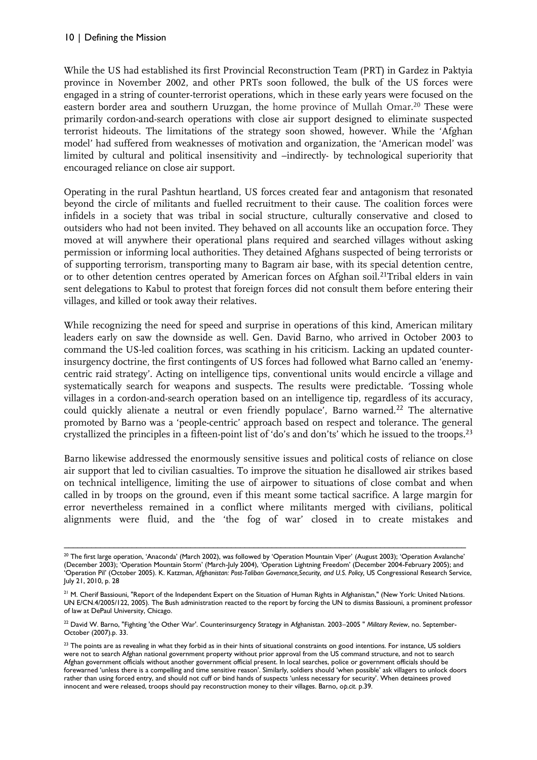While the US had established its first Provincial Reconstruction Team (PRT) in Gardez in Paktyia province in November 2002, and other PRTs soon followed, the bulk of the US forces were engaged in a string of counter-terrorist operations, which in these early years were focused on the eastern border area and southern Uruzgan, the home province of Mullah Omar.[20] These were primarily cordon-and-search operations with close air support designed to eliminate suspected terrorist hideouts. The limitations of the strategy soon showed, however. While the 'Afghan model' had suffered from weaknesses of motivation and organization, the 'American model' was limited by cultural and political insensitivity and –indirectly- by technological superiority that encouraged reliance on close air support.

Operating in the rural Pashtun heartland, US forces created fear and antagonism that resonated beyond the circle of militants and fuelled recruitment to their cause. The coalition forces were infidels in a society that was tribal in social structure, culturally conservative and closed to outsiders who had not been invited. They behaved on all accounts like an occupation force. They moved at will anywhere their operational plans required and searched villages without asking permission or informing local authorities. They detained Afghans suspected of being terrorists or of supporting terrorism, transporting many to Bagram air base, with its special detention centre, or to other detention centres operated by American forces on Afghan soil.[21] Tribal elders in vain sent delegations to Kabul to protest that foreign forces did not consult them before entering their villages, and killed or took away their relatives.

While recognizing the need for speed and surprise in operations of this kind, American military leaders early on saw the downside as well. Gen. David Barno, who arrived in October 2003 to command the US-led coalition forces, was scathing in his criticism. Lacking an updated counter-insurgency doctrine, the first contingents of US forces had followed what Barno called an 'enemy-centric raid strategy'. Acting on intelligence tips, conventional units would encircle a village and systematically search for weapons and suspects. The results were predictable. 'Tossing whole villages in a cordon-and-search operation based on an intelligence tip, regardless of its accuracy, could quickly alienate a neutral or even friendly populace', Barno warned.[22] The alternative promoted by Barno was a 'people-centric' approach based on respect and tolerance. The general crystallized the principles in a fifteen-point list of 'do's and don'ts' which he issued to the troops.[23]

Barno likewise addressed the enormously sensitive issues and political costs of reliance on close air support that led to civilian casualties. To improve the situation he disallowed air strikes based on technical intelligence, limiting the use of airpower to situations of close combat and when called in by troops on the ground, even if this meant some tactical sacrifice. A large margin for error nevertheless remained in a conflict where militants merged with civilians, political alignments were fluid, and the 'the fog of war' closed in to create mistakes and

---

[20] The first large operation, 'Anaconda' (March 2002), was followed by 'Operation Mountain Viper' (August 2003); 'Operation Avalanche' (December 2003); 'Operation Mountain Storm' (March-July 2004), 'Operation Lightning Freedom' (December 2004-February 2005); and 'Operation Pil' (October 2005). K. Katzman, *Afghanistan: Post-Taliban Governance,Security, and U.S. Policy,* US Congressional Research Service, July 21, 2010, p. 28

[21] M. Cherif Bassiouni, "Report of the Independent Expert on the Situation of Human Rights in Afghanistan," (New York: United Nations. UN E/CN.4/2005/122, 2005). The Bush administration reacted to the report by forcing the UN to dismiss Bassiouni, a prominent professor of law at DePaul University, Chicago.

[22] David W. Barno, "Fighting 'the Other War'. Counterinsurgency Strategy in Afghanistan. 2003–2005 " *Military Review*, no. September-October (2007).p. 33.

[23] The points are as revealing in what they forbid as in their hints of situational constraints on good intentions. For instance, US soldiers were not to search Afghan national government property without prior approval from the US command structure, and not to search Afghan government officials without another government official present. In local searches, police or government officials should be forewarned 'unless there is a compelling and time sensitive reason'. Similarly, soldiers should 'when possible' ask villagers to unlock doors rather than using forced entry, and should not cuff or bind hands of suspects 'unless necessary for security'. When detainees proved innocent and were released, troops should pay reconstruction money to their villages. Barno, *op.cit.* p.39.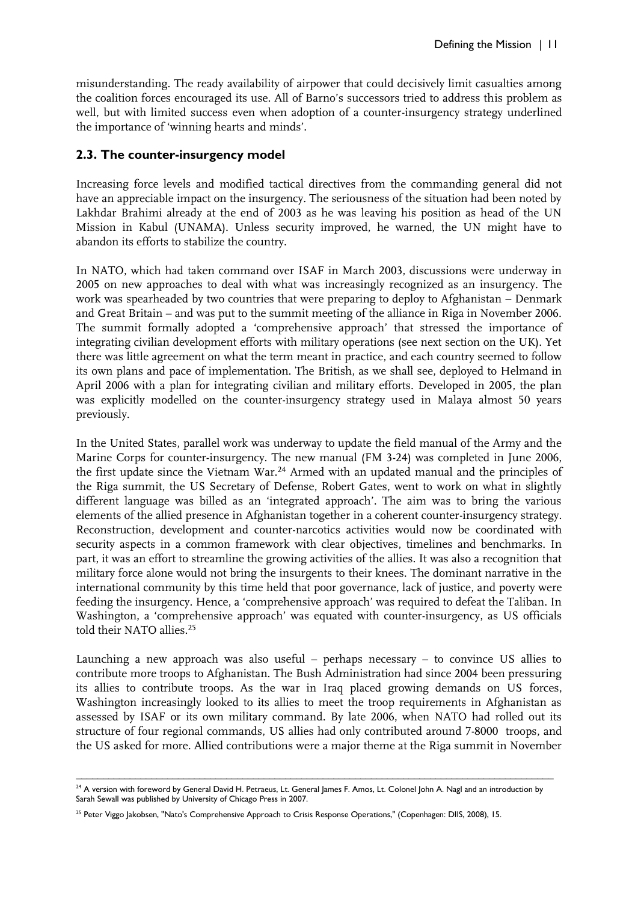misunderstanding. The ready availability of airpower that could decisively limit casualties among the coalition forces encouraged its use. All of Barno's successors tried to address this problem as well, but with limited success even when adoption of a counter-insurgency strategy underlined the importance of 'winning hearts and minds'.

## 2.3. The counter-insurgency model

Increasing force levels and modified tactical directives from the commanding general did not have an appreciable impact on the insurgency. The seriousness of the situation had been noted by Lakhdar Brahimi already at the end of 2003 as he was leaving his position as head of the UN Mission in Kabul (UNAMA). Unless security improved, he warned, the UN might have to abandon its efforts to stabilize the country.

In NATO, which had taken command over ISAF in March 2003, discussions were underway in 2005 on new approaches to deal with what was increasingly recognized as an insurgency. The work was spearheaded by two countries that were preparing to deploy to Afghanistan – Denmark and Great Britain – and was put to the summit meeting of the alliance in Riga in November 2006. The summit formally adopted a 'comprehensive approach' that stressed the importance of integrating civilian development efforts with military operations (see next section on the UK). Yet there was little agreement on what the term meant in practice, and each country seemed to follow its own plans and pace of implementation. The British, as we shall see, deployed to Helmand in April 2006 with a plan for integrating civilian and military efforts. Developed in 2005, the plan was explicitly modelled on the counter-insurgency strategy used in Malaya almost 50 years previously.

In the United States, parallel work was underway to update the field manual of the Army and the Marine Corps for counter-insurgency. The new manual (FM 3-24) was completed in June 2006, the first update since the Vietnam War.[24] Armed with an updated manual and the principles of the Riga summit, the US Secretary of Defense, Robert Gates, went to work on what in slightly different language was billed as an 'integrated approach'. The aim was to bring the various elements of the allied presence in Afghanistan together in a coherent counter-insurgency strategy. Reconstruction, development and counter-narcotics activities would now be coordinated with security aspects in a common framework with clear objectives, timelines and benchmarks. In part, it was an effort to streamline the growing activities of the allies. It was also a recognition that military force alone would not bring the insurgents to their knees. The dominant narrative in the international community by this time held that poor governance, lack of justice, and poverty were feeding the insurgency. Hence, a 'comprehensive approach' was required to defeat the Taliban. In Washington, a 'comprehensive approach' was equated with counter-insurgency, as US officials told their NATO allies.[25]

Launching a new approach was also useful – perhaps necessary – to convince US allies to contribute more troops to Afghanistan. The Bush Administration had since 2004 been pressuring its allies to contribute troops. As the war in Iraq placed growing demands on US forces, Washington increasingly looked to its allies to meet the troop requirements in Afghanistan as assessed by ISAF or its own military command. By late 2006, when NATO had rolled out its structure of four regional commands, US allies had only contributed around 7-8000 troops, and the US asked for more. Allied contributions were a major theme at the Riga summit in November

---

[24] A version with foreword by General David H. Petraeus, Lt. General James F. Amos, Lt. Colonel John A. Nagl and an introduction by Sarah Sewall was published by University of Chicago Press in 2007.

[25] Peter Viggo Jakobsen, "Nato's Comprehensive Approach to Crisis Response Operations," (Copenhagen: DIIS, 2008), 15.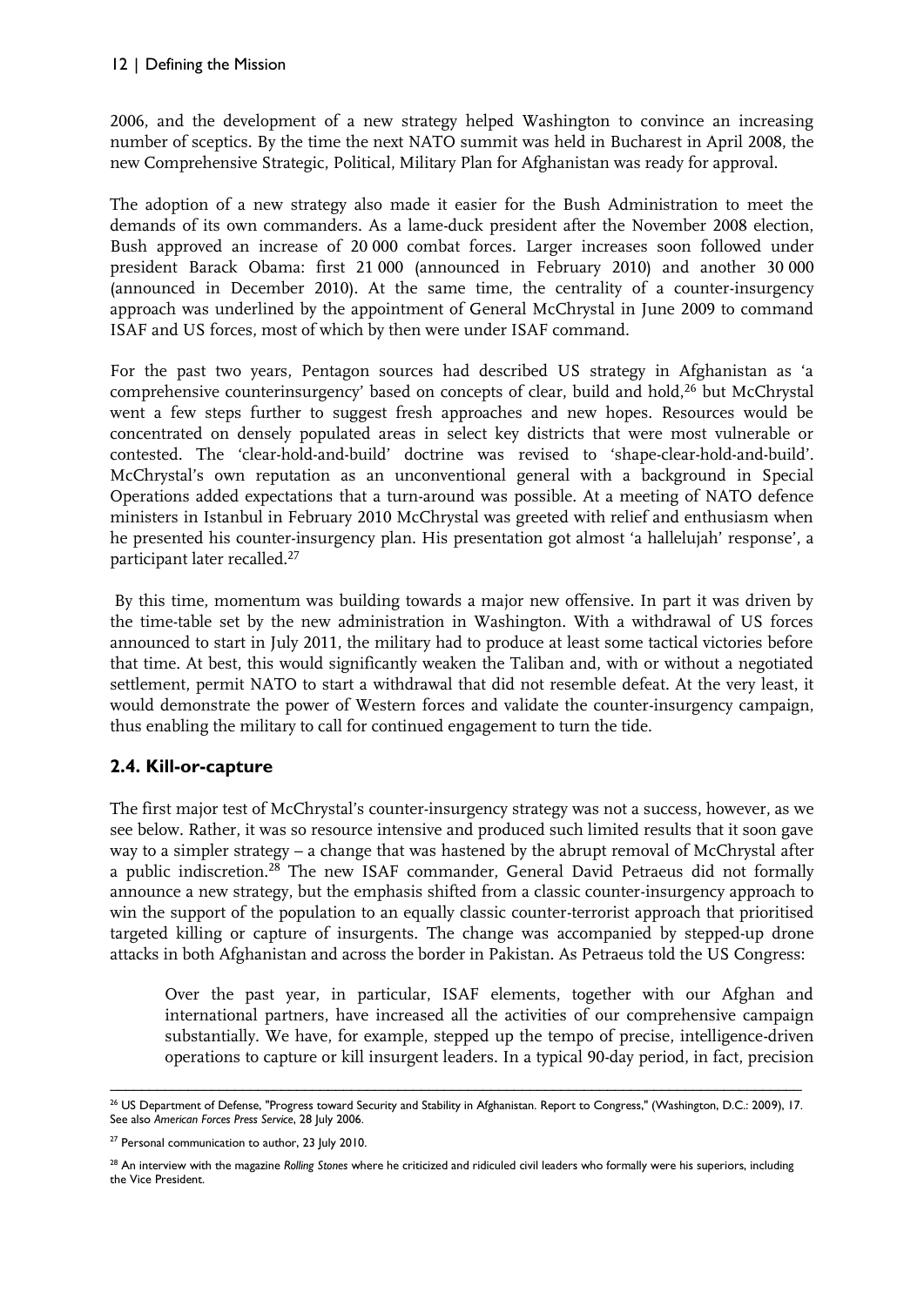2006, and the development of a new strategy helped Washington to convince an increasing number of sceptics. By the time the next NATO summit was held in Bucharest in April 2008, the new Comprehensive Strategic, Political, Military Plan for Afghanistan was ready for approval.

The adoption of a new strategy also made it easier for the Bush Administration to meet the demands of its own commanders. As a lame-duck president after the November 2008 election, Bush approved an increase of 20 000 combat forces. Larger increases soon followed under president Barack Obama: first 21 000 (announced in February 2010) and another 30 000 (announced in December 2010). At the same time, the centrality of a counter-insurgency approach was underlined by the appointment of General McChrystal in June 2009 to command ISAF and US forces, most of which by then were under ISAF command.

For the past two years, Pentagon sources had described US strategy in Afghanistan as 'a comprehensive counterinsurgency' based on concepts of clear, build and hold,[26] but McChrystal went a few steps further to suggest fresh approaches and new hopes. Resources would be concentrated on densely populated areas in select key districts that were most vulnerable or contested. The 'clear-hold-and-build' doctrine was revised to 'shape-clear-hold-and-build'. McChrystal's own reputation as an unconventional general with a background in Special Operations added expectations that a turn-around was possible. At a meeting of NATO defence ministers in Istanbul in February 2010 McChrystal was greeted with relief and enthusiasm when he presented his counter-insurgency plan. His presentation got almost 'a hallelujah' response', a participant later recalled.[27]

By this time, momentum was building towards a major new offensive. In part it was driven by the time-table set by the new administration in Washington. With a withdrawal of US forces announced to start in July 2011, the military had to produce at least some tactical victories before that time. At best, this would significantly weaken the Taliban and, with or without a negotiated settlement, permit NATO to start a withdrawal that did not resemble defeat. At the very least, it would demonstrate the power of Western forces and validate the counter-insurgency campaign, thus enabling the military to call for continued engagement to turn the tide.

## 2.4. Kill-or-capture

The first major test of McChrystal's counter-insurgency strategy was not a success, however, as we see below. Rather, it was so resource intensive and produced such limited results that it soon gave way to a simpler strategy – a change that was hastened by the abrupt removal of McChrystal after a public indiscretion.[28] The new ISAF commander, General David Petraeus did not formally announce a new strategy, but the emphasis shifted from a classic counter-insurgency approach to win the support of the population to an equally classic counter-terrorist approach that prioritised targeted killing or capture of insurgents. The change was accompanied by stepped-up drone attacks in both Afghanistan and across the border in Pakistan. As Petraeus told the US Congress:

> Over the past year, in particular, ISAF elements, together with our Afghan and international partners, have increased all the activities of our comprehensive campaign substantially. We have, for example, stepped up the tempo of precise, intelligence-driven operations to capture or kill insurgent leaders. In a typical 90-day period, in fact, precision

---

[26] US Department of Defense, "Progress toward Security and Stability in Afghanistan. Report to Congress," (Washington, D.C.: 2009), 17. See also *American Forces Press Service*, 28 July 2006.

[27] Personal communication to author, 23 July 2010.

[28] An interview with the magazine *Rolling Stones* where he criticized and ridiculed civil leaders who formally were his superiors, including the Vice President.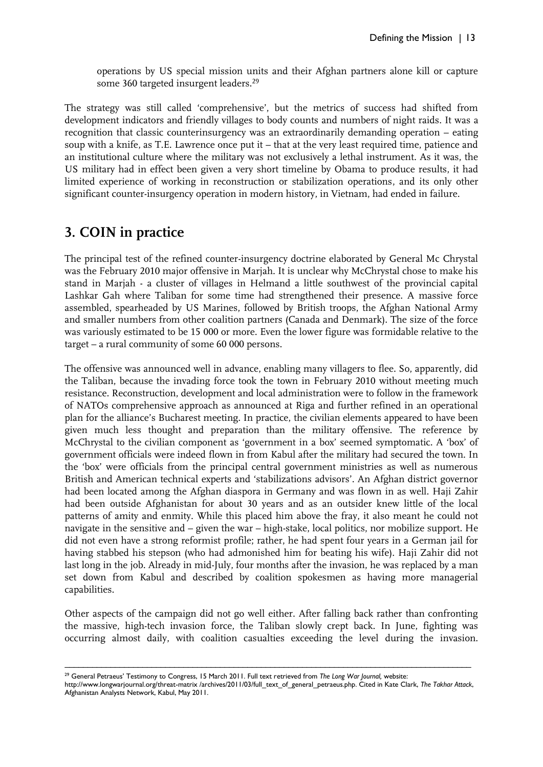operations by US special mission units and their Afghan partners alone kill or capture some 360 targeted insurgent leaders.[29]

The strategy was still called 'comprehensive', but the metrics of success had shifted from development indicators and friendly villages to body counts and numbers of night raids. It was a recognition that classic counterinsurgency was an extraordinarily demanding operation – eating soup with a knife, as T.E. Lawrence once put it – that at the very least required time, patience and an institutional culture where the military was not exclusively a lethal instrument. As it was, the US military had in effect been given a very short timeline by Obama to produce results, it had limited experience of working in reconstruction or stabilization operations, and its only other significant counter-insurgency operation in modern history, in Vietnam, had ended in failure.

## 3. COIN in practice

The principal test of the refined counter-insurgency doctrine elaborated by General Mc Chrystal was the February 2010 major offensive in Marjah. It is unclear why McChrystal chose to make his stand in Marjah - a cluster of villages in Helmand a little southwest of the provincial capital Lashkar Gah where Taliban for some time had strengthened their presence. A massive force assembled, spearheaded by US Marines, followed by British troops, the Afghan National Army and smaller numbers from other coalition partners (Canada and Denmark). The size of the force was variously estimated to be 15 000 or more. Even the lower figure was formidable relative to the target – a rural community of some 60 000 persons.

The offensive was announced well in advance, enabling many villagers to flee. So, apparently, did the Taliban, because the invading force took the town in February 2010 without meeting much resistance. Reconstruction, development and local administration were to follow in the framework of NATOs comprehensive approach as announced at Riga and further refined in an operational plan for the alliance's Bucharest meeting. In practice, the civilian elements appeared to have been given much less thought and preparation than the military offensive. The reference by McChrystal to the civilian component as 'government in a box' seemed symptomatic. A 'box' of government officials were indeed flown in from Kabul after the military had secured the town. In the 'box' were officials from the principal central government ministries as well as numerous British and American technical experts and 'stabilizations advisors'. An Afghan district governor had been located among the Afghan diaspora in Germany and was flown in as well. Haji Zahir had been outside Afghanistan for about 30 years and as an outsider knew little of the local patterns of amity and enmity. While this placed him above the fray, it also meant he could not navigate in the sensitive and – given the war – high-stake, local politics, nor mobilize support. He did not even have a strong reformist profile; rather, he had spent four years in a German jail for having stabbed his stepson (who had admonished him for beating his wife). Haji Zahir did not last long in the job. Already in mid-July, four months after the invasion, he was replaced by a man set down from Kabul and described by coalition spokesmen as having more managerial capabilities.

Other aspects of the campaign did not go well either. After falling back rather than confronting the massive, high-tech invasion force, the Taliban slowly crept back. In June, fighting was occurring almost daily, with coalition casualties exceeding the level during the invasion.

---

[29] General Petraeus' Testimony to Congress, 15 March 2011. Full text retrieved from *The Long War Journal,* website: http://www.longwarjournal.org/threat-matrix /archives/2011/03/full_text_of_general_petraeus.php. Cited in Kate Clark, *The Takhar Attack*, Afghanistan Analysts Network, Kabul, May 2011.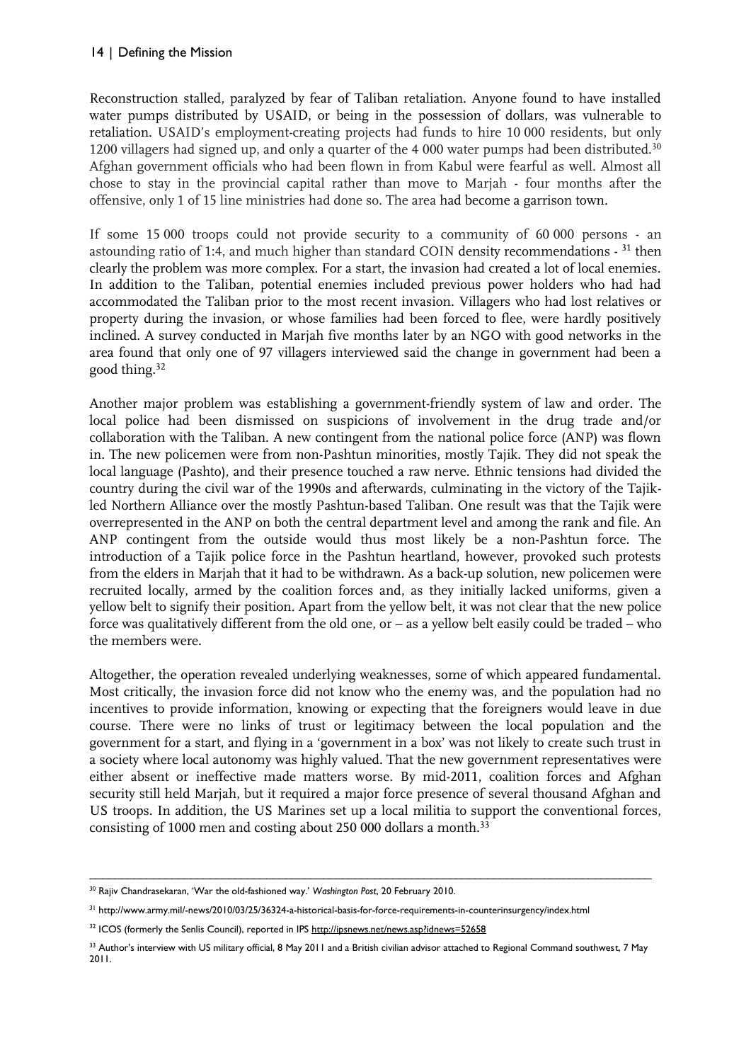Reconstruction stalled, paralyzed by fear of Taliban retaliation. Anyone found to have installed water pumps distributed by USAID, or being in the possession of dollars, was vulnerable to retaliation. USAID's employment-creating projects had funds to hire 10 000 residents, but only 1200 villagers had signed up, and only a quarter of the 4 000 water pumps had been distributed.[30] Afghan government officials who had been flown in from Kabul were fearful as well. Almost all chose to stay in the provincial capital rather than move to Marjah - four months after the offensive, only 1 of 15 line ministries had done so. The area had become a garrison town.

If some 15 000 troops could not provide security to a community of 60 000 persons - an astounding ratio of 1:4, and much higher than standard COIN density recommendations - [31] then clearly the problem was more complex. For a start, the invasion had created a lot of local enemies. In addition to the Taliban, potential enemies included previous power holders who had had accommodated the Taliban prior to the most recent invasion. Villagers who had lost relatives or property during the invasion, or whose families had been forced to flee, were hardly positively inclined. A survey conducted in Marjah five months later by an NGO with good networks in the area found that only one of 97 villagers interviewed said the change in government had been a good thing.[32]

Another major problem was establishing a government-friendly system of law and order. The local police had been dismissed on suspicions of involvement in the drug trade and/or collaboration with the Taliban. A new contingent from the national police force (ANP) was flown in. The new policemen were from non-Pashtun minorities, mostly Tajik. They did not speak the local language (Pashto), and their presence touched a raw nerve. Ethnic tensions had divided the country during the civil war of the 1990s and afterwards, culminating in the victory of the Tajik-led Northern Alliance over the mostly Pashtun-based Taliban. One result was that the Tajik were overrepresented in the ANP on both the central department level and among the rank and file. An ANP contingent from the outside would thus most likely be a non-Pashtun force. The introduction of a Tajik police force in the Pashtun heartland, however, provoked such protests from the elders in Marjah that it had to be withdrawn. As a back-up solution, new policemen were recruited locally, armed by the coalition forces and, as they initially lacked uniforms, given a yellow belt to signify their position. Apart from the yellow belt, it was not clear that the new police force was qualitatively different from the old one, or – as a yellow belt easily could be traded – who the members were.

Altogether, the operation revealed underlying weaknesses, some of which appeared fundamental. Most critically, the invasion force did not know who the enemy was, and the population had no incentives to provide information, knowing or expecting that the foreigners would leave in due course. There were no links of trust or legitimacy between the local population and the government for a start, and flying in a 'government in a box' was not likely to create such trust in a society where local autonomy was highly valued. That the new government representatives were either absent or ineffective made matters worse. By mid-2011, coalition forces and Afghan security still held Marjah, but it required a major force presence of several thousand Afghan and US troops. In addition, the US Marines set up a local militia to support the conventional forces, consisting of 1000 men and costing about 250 000 dollars a month.[33]

---

[30] Rajiv Chandrasekaran, 'War the old-fashioned way.' *Washington Post*, 20 February 2010.

[31] http://www.army.mil/-news/2010/03/25/36324-a-historical-basis-for-force-requirements-in-counterinsurgency/index.html

[32] ICOS (formerly the Senlis Council), reported in IPS http://ipsnews.net/news.asp?idnews=52658

[33] Author's interview with US military official, 8 May 2011 and a British civilian advisor attached to Regional Command southwest, 7 May 2011.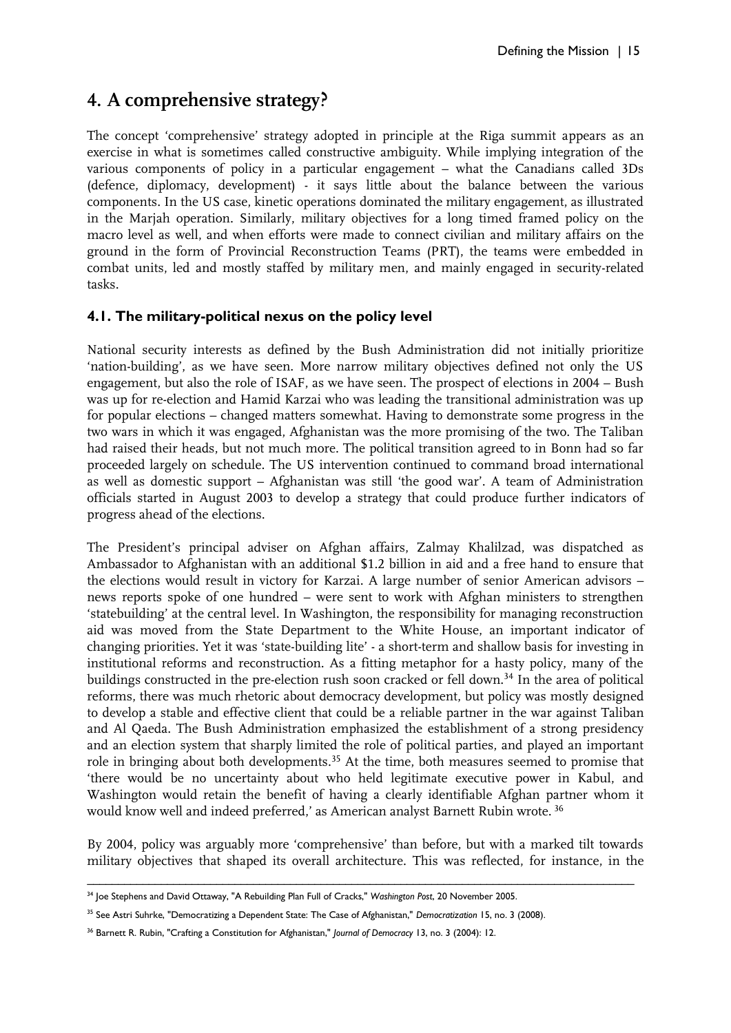## 4. A comprehensive strategy?

The concept 'comprehensive' strategy adopted in principle at the Riga summit appears as an exercise in what is sometimes called constructive ambiguity. While implying integration of the various components of policy in a particular engagement – what the Canadians called 3Ds (defence, diplomacy, development) - it says little about the balance between the various components. In the US case, kinetic operations dominated the military engagement, as illustrated in the Marjah operation. Similarly, military objectives for a long timed framed policy on the macro level as well, and when efforts were made to connect civilian and military affairs on the ground in the form of Provincial Reconstruction Teams (PRT), the teams were embedded in combat units, led and mostly staffed by military men, and mainly engaged in security-related tasks.

### 4.1. The military-political nexus on the policy level

National security interests as defined by the Bush Administration did not initially prioritize 'nation-building', as we have seen. More narrow military objectives defined not only the US engagement, but also the role of ISAF, as we have seen. The prospect of elections in 2004 – Bush was up for re-election and Hamid Karzai who was leading the transitional administration was up for popular elections – changed matters somewhat. Having to demonstrate some progress in the two wars in which it was engaged, Afghanistan was the more promising of the two. The Taliban had raised their heads, but not much more. The political transition agreed to in Bonn had so far proceeded largely on schedule. The US intervention continued to command broad international as well as domestic support – Afghanistan was still 'the good war'. A team of Administration officials started in August 2003 to develop a strategy that could produce further indicators of progress ahead of the elections.

The President's principal adviser on Afghan affairs, Zalmay Khalilzad, was dispatched as Ambassador to Afghanistan with an additional $1.2 billion in aid and a free hand to ensure that the elections would result in victory for Karzai. A large number of senior American advisors – news reports spoke of one hundred – were sent to work with Afghan ministers to strengthen 'statebuilding' at the central level. In Washington, the responsibility for managing reconstruction aid was moved from the State Department to the White House, an important indicator of changing priorities. Yet it was 'state-building lite' - a short-term and shallow basis for investing in institutional reforms and reconstruction. As a fitting metaphor for a hasty policy, many of the buildings constructed in the pre-election rush soon cracked or fell down.[34] In the area of political reforms, there was much rhetoric about democracy development, but policy was mostly designed to develop a stable and effective client that could be a reliable partner in the war against Taliban and Al Qaeda. The Bush Administration emphasized the establishment of a strong presidency and an election system that sharply limited the role of political parties, and played an important role in bringing about both developments.[35] At the time, both measures seemed to promise that 'there would be no uncertainty about who held legitimate executive power in Kabul, and Washington would retain the benefit of having a clearly identifiable Afghan partner whom it would know well and indeed preferred,' as American analyst Barnett Rubin wrote.[36]

By 2004, policy was arguably more 'comprehensive' than before, but with a marked tilt towards military objectives that shaped its overall architecture. This was reflected, for instance, in the

---

[34] Joe Stephens and David Ottaway, "A Rebuilding Plan Full of Cracks," *Washington Post*, 20 November 2005.

[35] See Astri Suhrke, "Democratizing a Dependent State: The Case of Afghanistan," *Democratization* 15, no. 3 (2008).

[36] Barnett R. Rubin, "Crafting a Constitution for Afghanistan," *Journal of Democracy* 13, no. 3 (2004): 12.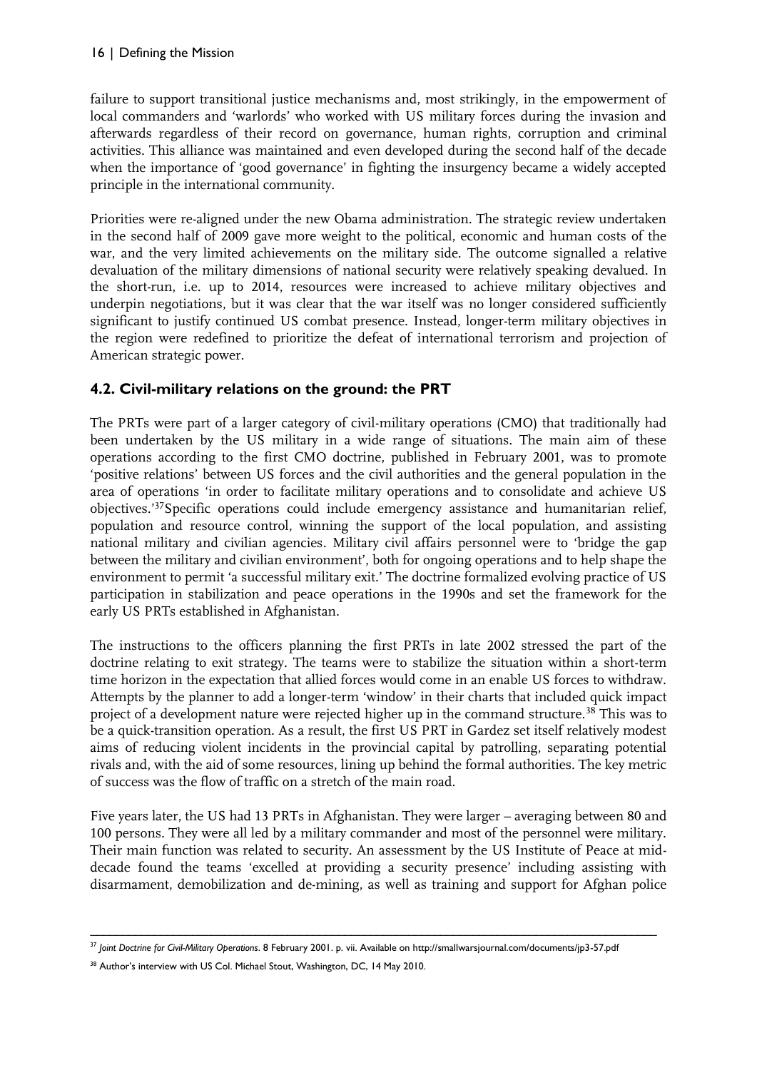failure to support transitional justice mechanisms and, most strikingly, in the empowerment of local commanders and 'warlords' who worked with US military forces during the invasion and afterwards regardless of their record on governance, human rights, corruption and criminal activities. This alliance was maintained and even developed during the second half of the decade when the importance of 'good governance' in fighting the insurgency became a widely accepted principle in the international community.

Priorities were re-aligned under the new Obama administration. The strategic review undertaken in the second half of 2009 gave more weight to the political, economic and human costs of the war, and the very limited achievements on the military side. The outcome signalled a relative devaluation of the military dimensions of national security were relatively speaking devalued. In the short-run, i.e. up to 2014, resources were increased to achieve military objectives and underpin negotiations, but it was clear that the war itself was no longer considered sufficiently significant to justify continued US combat presence. Instead, longer-term military objectives in the region were redefined to prioritize the defeat of international terrorism and projection of American strategic power.

## 4.2. Civil-military relations on the ground: the PRT

The PRTs were part of a larger category of civil-military operations (CMO) that traditionally had been undertaken by the US military in a wide range of situations. The main aim of these operations according to the first CMO doctrine, published in February 2001, was to promote 'positive relations' between US forces and the civil authorities and the general population in the area of operations 'in order to facilitate military operations and to consolidate and achieve US objectives.'[37]Specific operations could include emergency assistance and humanitarian relief, population and resource control, winning the support of the local population, and assisting national military and civilian agencies. Military civil affairs personnel were to 'bridge the gap between the military and civilian environment', both for ongoing operations and to help shape the environment to permit 'a successful military exit.' The doctrine formalized evolving practice of US participation in stabilization and peace operations in the 1990s and set the framework for the early US PRTs established in Afghanistan.

The instructions to the officers planning the first PRTs in late 2002 stressed the part of the doctrine relating to exit strategy. The teams were to stabilize the situation within a short-term time horizon in the expectation that allied forces would come in an enable US forces to withdraw. Attempts by the planner to add a longer-term 'window' in their charts that included quick impact project of a development nature were rejected higher up in the command structure.[38] This was to be a quick-transition operation. As a result, the first US PRT in Gardez set itself relatively modest aims of reducing violent incidents in the provincial capital by patrolling, separating potential rivals and, with the aid of some resources, lining up behind the formal authorities. The key metric of success was the flow of traffic on a stretch of the main road.

Five years later, the US had 13 PRTs in Afghanistan. They were larger – averaging between 80 and 100 persons. They were all led by a military commander and most of the personnel were military. Their main function was related to security. An assessment by the US Institute of Peace at mid-decade found the teams 'excelled at providing a security presence' including assisting with disarmament, demobilization and de-mining, as well as training and support for Afghan police

---

[37] *Joint Doctrine for Civil-Military Operations*. 8 February 2001. p. vii. Available on http://smallwarsjournal.com/documents/jp3-57.pdf

[38] Author's interview with US Col. Michael Stout, Washington, DC, 14 May 2010.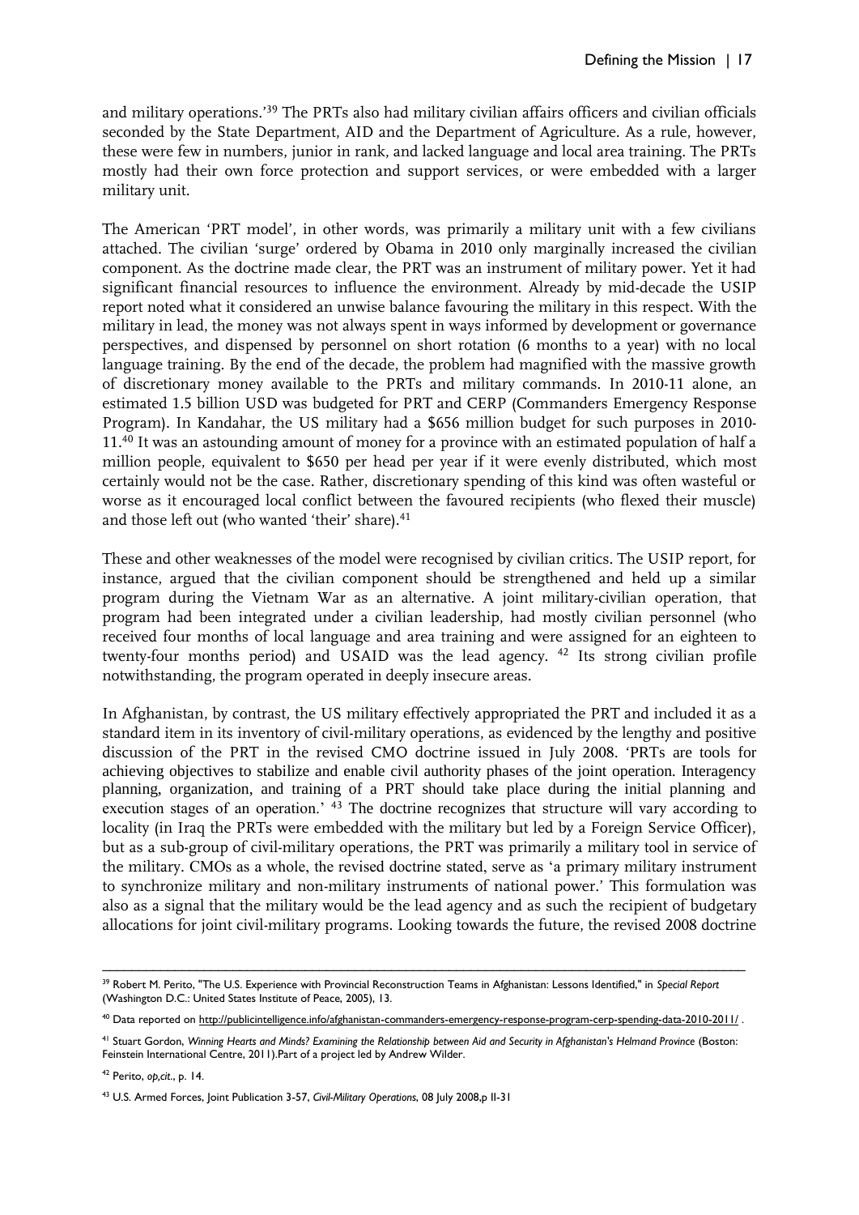and military operations.'[39] The PRTs also had military civilian affairs officers and civilian officials seconded by the State Department, AID and the Department of Agriculture. As a rule, however, these were few in numbers, junior in rank, and lacked language and local area training. The PRTs mostly had their own force protection and support services, or were embedded with a larger military unit.

The American 'PRT model', in other words, was primarily a military unit with a few civilians attached. The civilian 'surge' ordered by Obama in 2010 only marginally increased the civilian component. As the doctrine made clear, the PRT was an instrument of military power. Yet it had significant financial resources to influence the environment. Already by mid-decade the USIP report noted what it considered an unwise balance favouring the military in this respect. With the military in lead, the money was not always spent in ways informed by development or governance perspectives, and dispensed by personnel on short rotation (6 months to a year) with no local language training. By the end of the decade, the problem had magnified with the massive growth of discretionary money available to the PRTs and military commands. In 2010-11 alone, an estimated 1.5 billion USD was budgeted for PRT and CERP (Commanders Emergency Response Program). In Kandahar, the US military had a $656 million budget for such purposes in 2010-11.[40] It was an astounding amount of money for a province with an estimated population of half a million people, equivalent to $650 per head per year if it were evenly distributed, which most certainly would not be the case. Rather, discretionary spending of this kind was often wasteful or worse as it encouraged local conflict between the favoured recipients (who flexed their muscle) and those left out (who wanted 'their' share).[41]

These and other weaknesses of the model were recognised by civilian critics. The USIP report, for instance, argued that the civilian component should be strengthened and held up a similar program during the Vietnam War as an alternative. A joint military-civilian operation, that program had been integrated under a civilian leadership, had mostly civilian personnel (who received four months of local language and area training and were assigned for an eighteen to twenty-four months period) and USAID was the lead agency. [42] Its strong civilian profile notwithstanding, the program operated in deeply insecure areas.

In Afghanistan, by contrast, the US military effectively appropriated the PRT and included it as a standard item in its inventory of civil-military operations, as evidenced by the lengthy and positive discussion of the PRT in the revised CMO doctrine issued in July 2008. 'PRTs are tools for achieving objectives to stabilize and enable civil authority phases of the joint operation. Interagency planning, organization, and training of a PRT should take place during the initial planning and execution stages of an operation.' [43] The doctrine recognizes that structure will vary according to locality (in Iraq the PRTs were embedded with the military but led by a Foreign Service Officer), but as a sub-group of civil-military operations, the PRT was primarily a military tool in service of the military. CMOs as a whole, the revised doctrine stated, serve as 'a primary military instrument to synchronize military and non-military instruments of national power.' This formulation was also as a signal that the military would be the lead agency and as such the recipient of budgetary allocations for joint civil-military programs. Looking towards the future, the revised 2008 doctrine

---

[39] Robert M. Perito, "The U.S. Experience with Provincial Reconstruction Teams in Afghanistan: Lessons Identified," in *Special Report* (Washington D.C.: United States Institute of Peace, 2005), 13.

[40] Data reported on http://publicintelligence.info/afghanistan-commanders-emergency-response-program-cerp-spending-data-2010-2011/ .

[41] Stuart Gordon, *Winning Hearts and Minds? Examining the Relationship between Aid and Security in Afghanistan's Helmand Province* (Boston: Feinstein International Centre, 2011).Part of a project led by Andrew Wilder.

[42] Perito, *op,cit*., p. 14.

[43] U.S. Armed Forces, Joint Publication 3-57, *Civil-Military Operations*, 08 July 2008,p II-31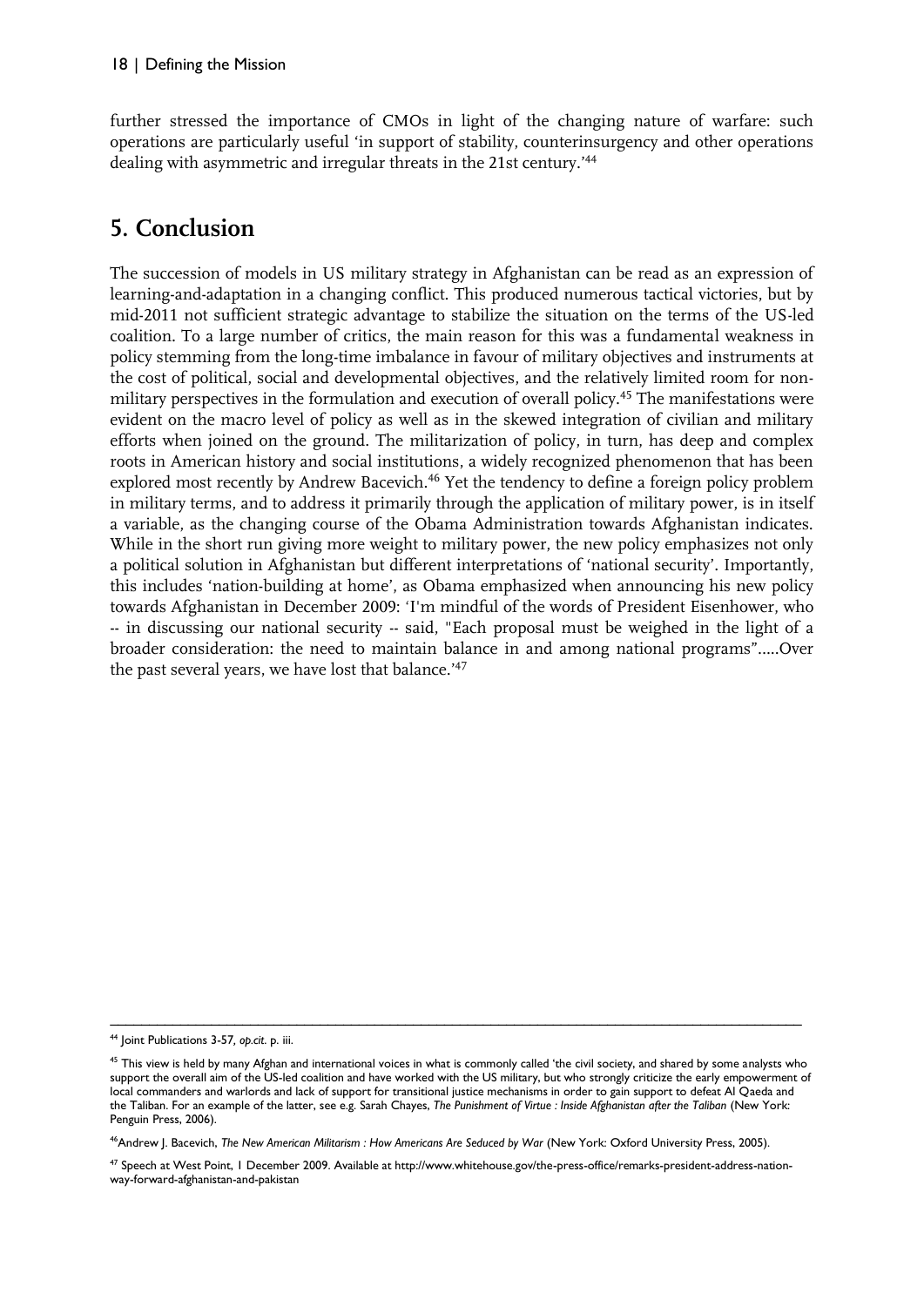further stressed the importance of CMOs in light of the changing nature of warfare: such operations are particularly useful 'in support of stability, counterinsurgency and other operations dealing with asymmetric and irregular threats in the 21st century.'[44]

## 5. Conclusion

The succession of models in US military strategy in Afghanistan can be read as an expression of learning-and-adaptation in a changing conflict. This produced numerous tactical victories, but by mid-2011 not sufficient strategic advantage to stabilize the situation on the terms of the US-led coalition. To a large number of critics, the main reason for this was a fundamental weakness in policy stemming from the long-time imbalance in favour of military objectives and instruments at the cost of political, social and developmental objectives, and the relatively limited room for non-military perspectives in the formulation and execution of overall policy.[45] The manifestations were evident on the macro level of policy as well as in the skewed integration of civilian and military efforts when joined on the ground. The militarization of policy, in turn, has deep and complex roots in American history and social institutions, a widely recognized phenomenon that has been explored most recently by Andrew Bacevich.[46] Yet the tendency to define a foreign policy problem in military terms, and to address it primarily through the application of military power, is in itself a variable, as the changing course of the Obama Administration towards Afghanistan indicates. While in the short run giving more weight to military power, the new policy emphasizes not only a political solution in Afghanistan but different interpretations of 'national security'. Importantly, this includes 'nation-building at home', as Obama emphasized when announcing his new policy towards Afghanistan in December 2009: 'I'm mindful of the words of President Eisenhower, who -- in discussing our national security -- said, "Each proposal must be weighed in the light of a broader consideration: the need to maintain balance in and among national programs".....Over the past several years, we have lost that balance.'[47]

---

[44] Joint Publications 3-57, *op.cit.* p. iii.

[45] This view is held by many Afghan and international voices in what is commonly called 'the civil society, and shared by some analysts who support the overall aim of the US-led coalition and have worked with the US military, but who strongly criticize the early empowerment of local commanders and warlords and lack of support for transitional justice mechanisms in order to gain support to defeat Al Qaeda and the Taliban. For an example of the latter, see e.g. Sarah Chayes, *The Punishment of Virtue : Inside Afghanistan after the Taliban* (New York: Penguin Press, 2006).

[46] Andrew J. Bacevich, *The New American Militarism : How Americans Are Seduced by War* (New York: Oxford University Press, 2005).

[47] Speech at West Point, 1 December 2009. Available at http://www.whitehouse.gov/the-press-office/remarks-president-address-nation-way-forward-afghanistan-and-pakistan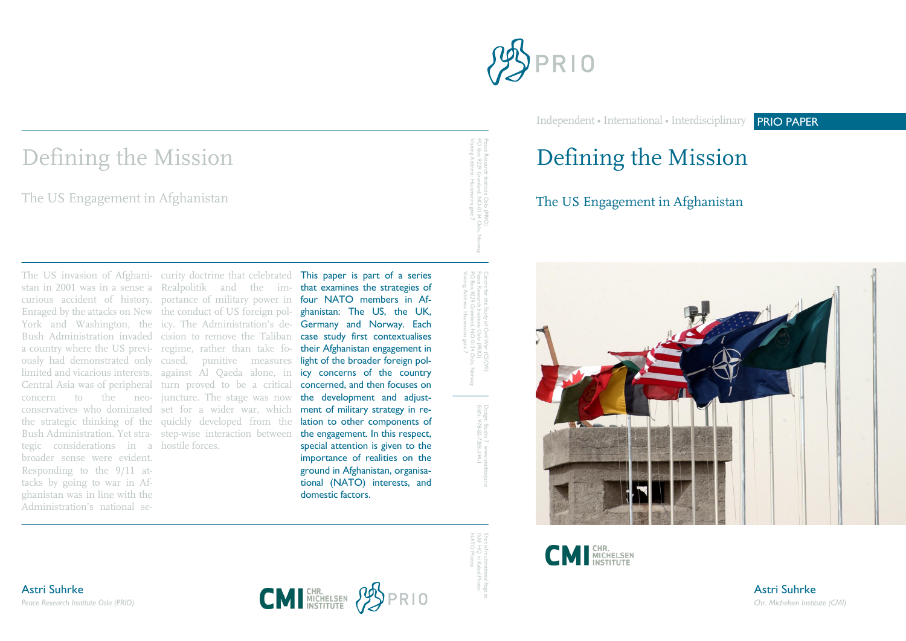# Defining the Mission

## The US Engagement in Afghanistan

The US invasion of Afghanistan in 2001 was in a sense a curious accident of history. Enraged by the attacks on New York and Washington, the Bush Administration invaded a country where the US previously had demonstrated only limited and vicarious interests. Central Asia was of peripheral concern to the neo-conservatives who dominated the strategic thinking of the Bush Administration. Yet strategic considerations in a broader sense were evident. Responding to the 9/11 attacks by going to war in Afghanistan was in line with the Administration's national security doctrine that celebrated Realpolitik and the importance of military power in the conduct of US foreign policy. The Administration's decision to remove the Taliban regime, rather than take focused, punitive measures against Al Qaeda alone, in turn proved to be a critical juncture. The stage was now set for a wider war, which quickly developed from the step-wise interaction between hostile forces.

This paper is part of a series that examines the strategies of four NATO members in Afghanistan: The US, the UK, Germany and Norway. Each case study first contextualises their Afghanistan engagement in light of the broader foreign policy concerns of the country concerned, and then focuses on the development and adjustment of military strategy in relation to other components of the engagement. In this respect, special attention is given to the importance of realities on the ground in Afghanistan, organisational (NATO) interests, and domestic factors.

Peace Research Institute Oslo (PRIO)
PO Box 9229 Grønland, NO-0134 Oslo, Norway
Visiting Address: Hausmanns gate 7

Centre for the Study of Civil War (CSCW)
Peace Research Institute Oslo (PRIO)
PO Box 9229 Grønland, NO-0134 Oslo, Norway
Visiting Address: Hausmanns gate 7

Design: Studio 7 www.studiosju.no
ISBN: 978-82-7288-394-1

Sites of multinational flags at ISAF HQ in Kabul. Photo: NATO Photos.

Astri Suhrke
*Peace Research Institute Oslo (PRIO)*

Independent • International • Interdisciplinary

PRIO PAPER

# Defining the Mission

## The US Engagement in Afghanistan

Astri Suhrke
*Chr. Michelsen Institute (CMI)*